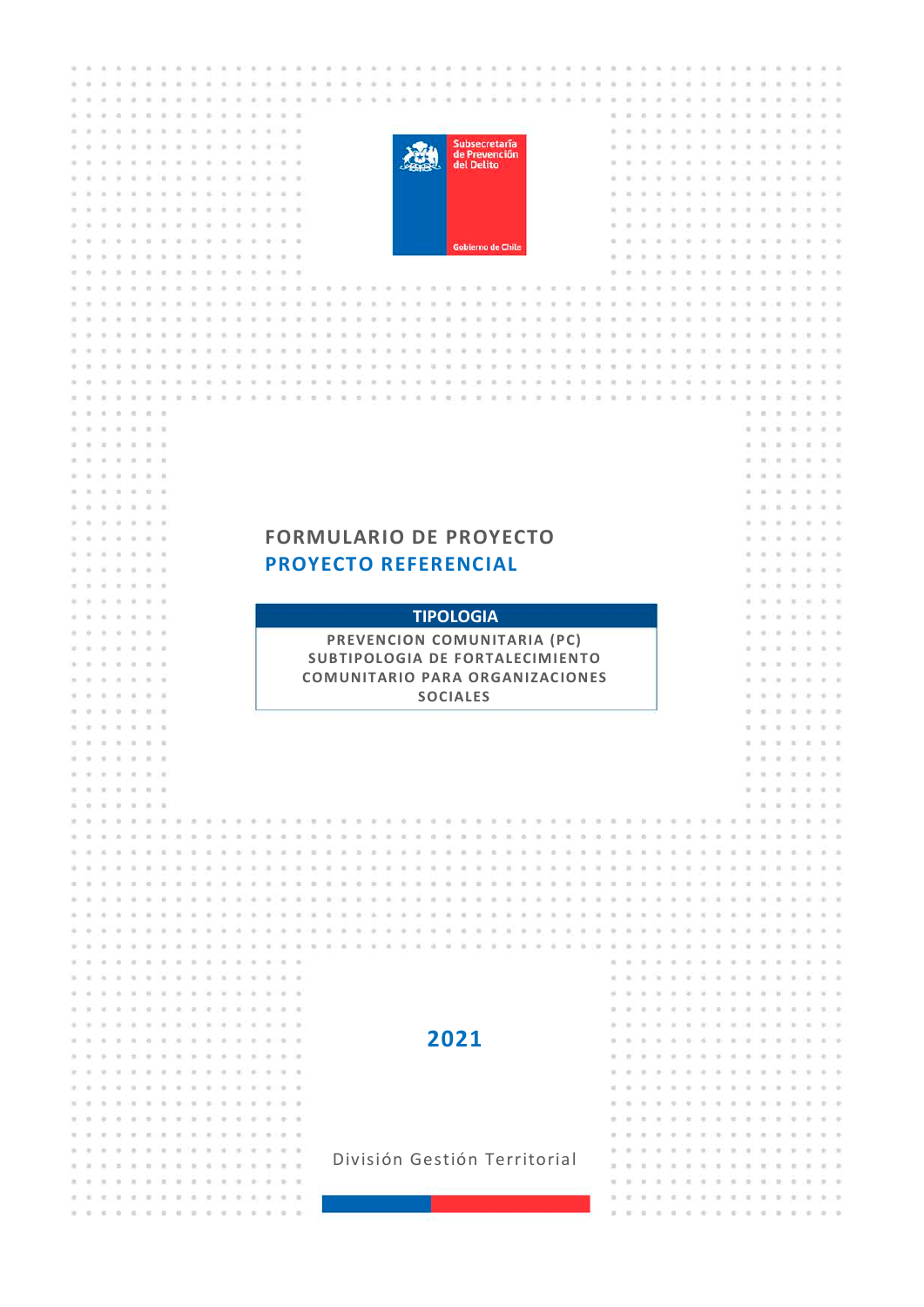Subsecretaría de Prevención del Delito

Gobierno de Chile

# FORMULARIO DE PROYECTO

## PROYECTO REFERENCIAL

| TIPOLOGIA |
| --- |
| PREVENCION COMUNITARIA (PC) SUBTIPOLOGIA DE FORTALECIMIENTO COMUNITARIO PARA ORGANIZACIONES SOCIALES |

**2021**

División Gestión Territorial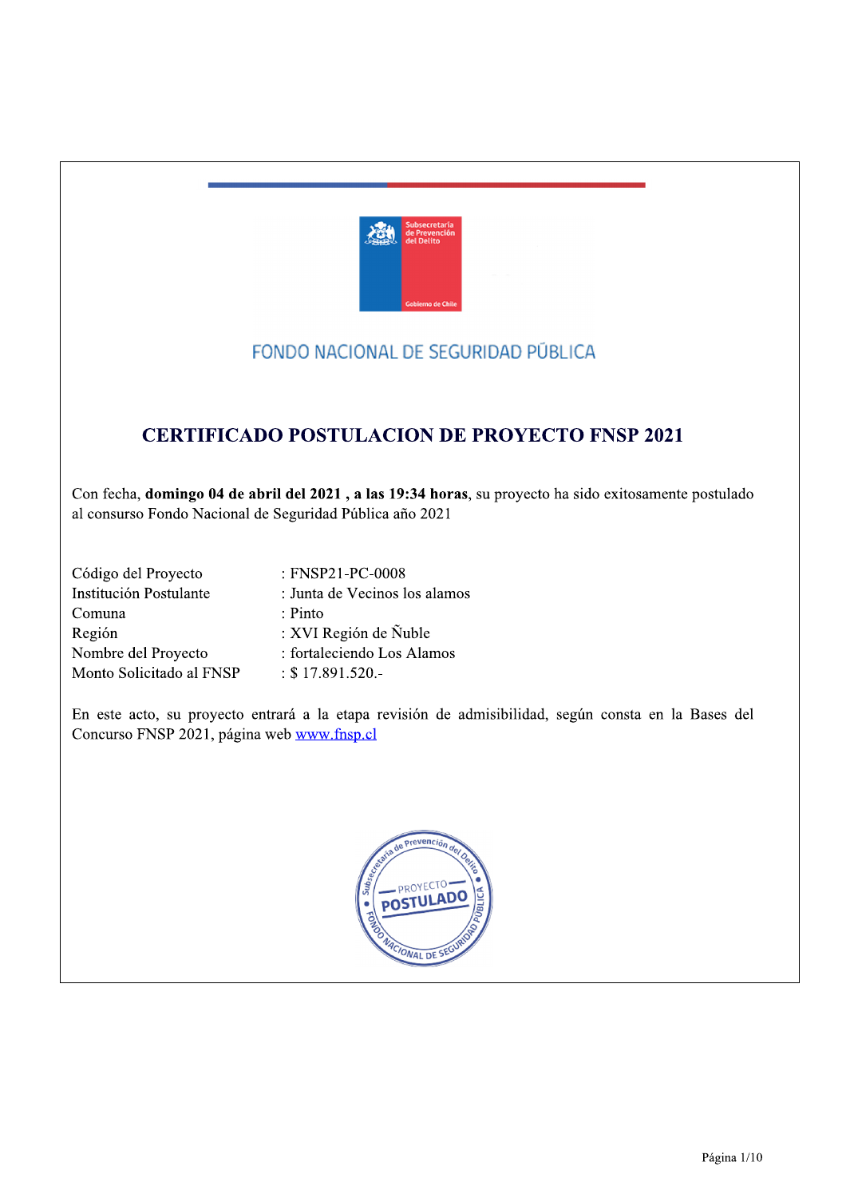FONDO NACIONAL DE SEGURIDAD PÚBLICA

# CERTIFICADO POSTULACION DE PROYECTO FNSP 2021

Con fecha, **domingo 04 de abril del 2021 , a las 19:34 horas**, su proyecto ha sido exitosamente postulado al consurso Fondo Nacional de Seguridad Pública año 2021

| | |
|---|---|
| Código del Proyecto | : FNSP21-PC-0008 |
| Institución Postulante | : Junta de Vecinos los alamos |
| Comuna | : Pinto |
| Región | : XVI Región de Ñuble |
| Nombre del Proyecto | : fortaleciendo Los Alamos |
| Monto Solicitado al FNSP | : $ 17.891.520.- |

En este acto, su proyecto entrará a la etapa revisión de admisibilidad, según consta en la Bases del Concurso FNSP 2021, página web www.fnsp.cl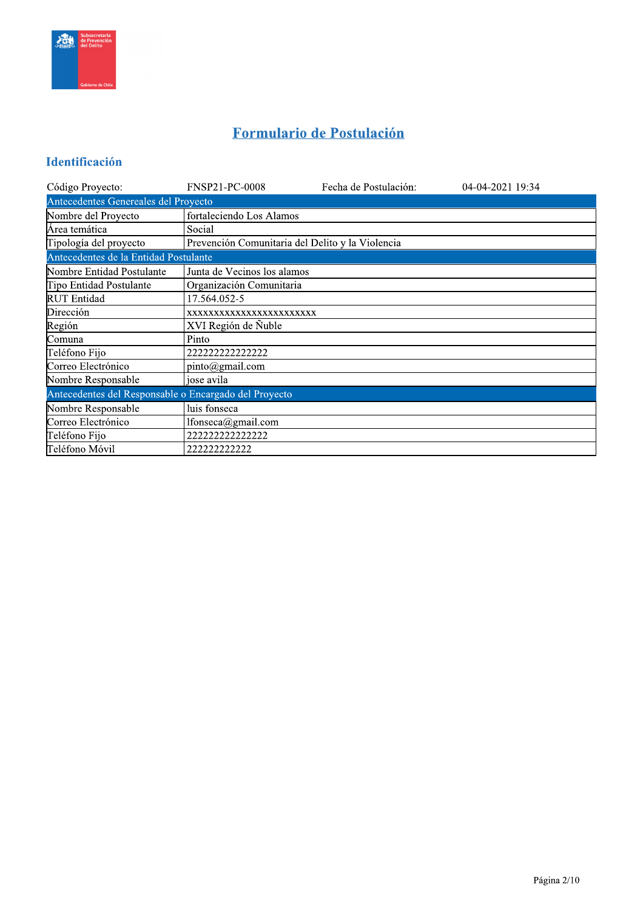# Formulario de Postulación

## Identificación

| Código Proyecto: | FNSP21-PC-0008 | Fecha de Postulación: | 04-04-2021 19:34 |
|---|---|---|---|

| Antecedentes Genereales del Proyecto | |
|---|---|
| Nombre del Proyecto | fortaleciendo Los Alamos |
| Área temática | Social |
| Tipología del proyecto | Prevención Comunitaria del Delito y la Violencia |
| **Antecedentes de la Entidad Postulante** | |
| Nombre Entidad Postulante | Junta de Vecinos los alamos |
| Tipo Entidad Postulante | Organización Comunitaria |
| RUT Entidad | 17.564.052-5 |
| Dirección | xxxxxxxxxxxxxxxxxxxxxxxx |
| Región | XVI Región de Ñuble |
| Comuna | Pinto |
| Teléfono Fijo | 222222222222222 |
| Correo Electrónico | pinto@gmail.com |
| Nombre Responsable | jose avila |
| **Antecedentes del Responsable o Encargado del Proyecto** | |
| Nombre Responsable | luis fonseca |
| Correo Electrónico | lfonseca@gmail.com |
| Teléfono Fijo | 222222222222222 |
| Teléfono Móvil | 222222222222 |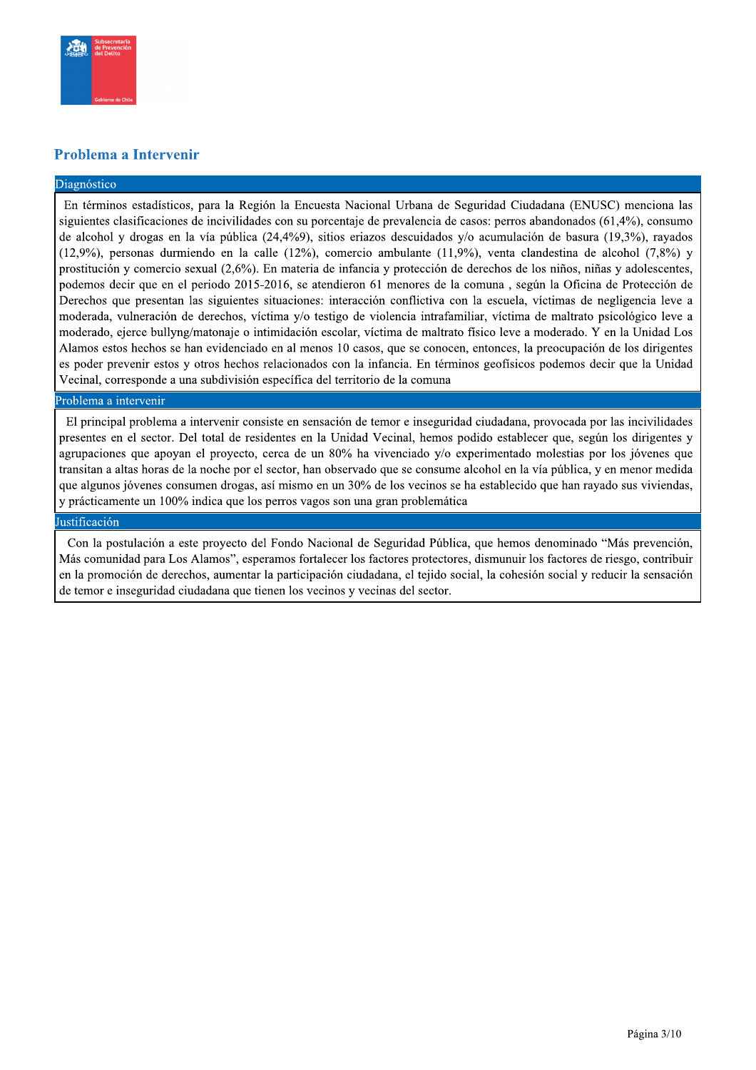## Problema a Intervenir

### Diagnóstico

En términos estadísticos, para la Región la Encuesta Nacional Urbana de Seguridad Ciudadana (ENUSC) menciona las siguientes clasificaciones de incivilidades con su porcentaje de prevalencia de casos: perros abandonados (61,4%), consumo de alcohol y drogas en la vía pública (24,4%9), sitios eriazos descuidados y/o acumulación de basura (19,3%), rayados (12,9%), personas durmiendo en la calle (12%), comercio ambulante (11,9%), venta clandestina de alcohol (7,8%) y prostitución y comercio sexual (2,6%). En materia de infancia y protección de derechos de los niños, niñas y adolescentes, podemos decir que en el periodo 2015-2016, se atendieron 61 menores de la comuna , según la Oficina de Protección de Derechos que presentan las siguientes situaciones: interacción conflictiva con la escuela, víctimas de negligencia leve a moderada, vulneración de derechos, víctima y/o testigo de violencia intrafamiliar, víctima de maltrato psicológico leve a moderado, ejerce bullyng/matonaje o intimidación escolar, víctima de maltrato físico leve a moderado. Y en la Unidad Los Alamos estos hechos se han evidenciado en al menos 10 casos, que se conocen, entonces, la preocupación de los dirigentes es poder prevenir estos y otros hechos relacionados con la infancia. En términos geofísicos podemos decir que la Unidad Vecinal, corresponde a una subdivisión específica del territorio de la comuna

### Problema a intervenir

El principal problema a intervenir consiste en sensación de temor e inseguridad ciudadana, provocada por las incivilidades presentes en el sector. Del total de residentes en la Unidad Vecinal, hemos podido establecer que, según los dirigentes y agrupaciones que apoyan el proyecto, cerca de un 80% ha vivenciado y/o experimentado molestias por los jóvenes que transitan a altas horas de la noche por el sector, han observado que se consume alcohol en la vía pública, y en menor medida que algunos jóvenes consumen drogas, así mismo en un 30% de los vecinos se ha establecido que han rayado sus viviendas, y prácticamente un 100% indica que los perros vagos son una gran problemática

### Justificación

Con la postulación a este proyecto del Fondo Nacional de Seguridad Pública, que hemos denominado "Más prevención, Más comunidad para Los Alamos", esperamos fortalecer los factores protectores, dismunuir los factores de riesgo, contribuir en la promoción de derechos, aumentar la participación ciudadana, el tejido social, la cohesión social y reducir la sensación de temor e inseguridad ciudadana que tienen los vecinos y vecinas del sector.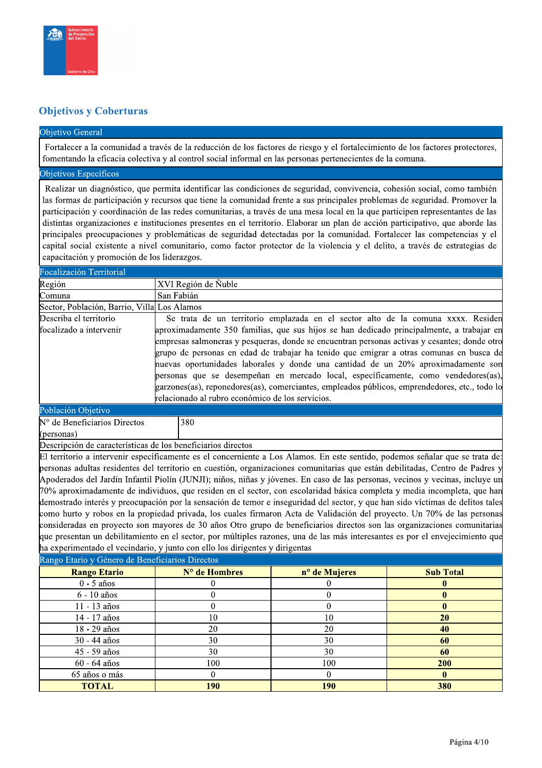## Objetivos y Coberturas

| Objetivo General |
|---|
| Fortalecer a la comunidad a través de la reducción de los factores de riesgo y el fortalecimiento de los factores protectores, fomentando la eficacia colectiva y al control social informal en las personas pertenecientes de la comuna. |

| Objetivos Específicos |
|---|
| Realizar un diagnóstico, que permita identificar las condiciones de seguridad, convivencia, cohesión social, como también las formas de participación y recursos que tiene la comunidad frente a sus principales problemas de seguridad. Promover la participación y coordinación de las redes comunitarias, a través de una mesa local en la que participen representantes de las distintas organizaciones e instituciones presentes en el territorio. Elaborar un plan de acción participativo, que aborde las principales preocupaciones y problemáticas de seguridad detectadas por la comunidad. Fortalecer las competencias y el capital social existente a nivel comunitario, como factor protector de la violencia y el delito, a través de estrategias de capacitación y promoción de los liderazgos. |

| Focalización Territorial | |
|---|---|
| Región | XVI Región de Ñuble |
| Comuna | San Fabián |
| Sector, Población, Barrio, Villa | Los Alamos |
| Describa el territorio focalizado a intervenir | Se trata de un territorio emplazada en el sector alto de la comuna xxxx. Residen aproximadamente 350 familias, que sus hijos se han dedicado principalmente, a trabajar en empresas salmoneras y pesqueras, donde se encuentran personas activas y cesantes; donde otro grupo de personas en edad de trabajar ha tenido que emigrar a otras comunas en busca de nuevas oportunidades laborales y donde una cantidad de un 20% aproximadamente son personas que se desempeñan en mercado local, específicamente, como vendedores(as), garzones(as), reponedores(as), comerciantes, empleados públicos, emprendedores, etc., todo lo relacionado al rubro económico de los servicios. |

| Población Objetivo | |
|---|---|
| N° de Beneficiarios Directos (personas) | 380 |

| Descripción de características de los beneficiarios directos |
|---|
| El territorio a intervenir específicamente es el concerniente a Los Alamos. En este sentido, podemos señalar que se trata de: personas adultas residentes del territorio en cuestión, organizaciones comunitarias que están debilitadas, Centro de Padres y Apoderados del Jardín Infantil Piolín (JUNJI); niños, niñas y jóvenes. En caso de las personas, vecinos y vecinas, incluye un 70% aproximadamente de individuos, que residen en el sector, con escolaridad básica completa y media incompleta, que han demostrado interés y preocupación por la sensación de temor e inseguridad del sector, y que han sido víctimas de delitos tales como hurto y robos en la propiedad privada, los cuales firmaron Acta de Validación del proyecto. Un 70% de las personas consideradas en proyecto son mayores de 30 años Otro grupo de beneficiarios directos son las organizaciones comunitarias que presentan un debilitamiento en el sector, por múltiples razones, una de las más interesantes es por el envejecimiento que ha experimentado el vecindario, y junto con ello los dirigentes y dirigentas |

Rango Etario y Género de Beneficiarios Directos

| Rango Etario | N° de Hombres | n° de Mujeres | Sub Total |
|---|---|---|---|
| 0 - 5 años | 0 | 0 | **0** |
| 6 - 10 años | 0 | 0 | **0** |
| 11 - 13 años | 0 | 0 | **0** |
| 14 - 17 años | 10 | 10 | **20** |
| 18 - 29 años | 20 | 20 | **40** |
| 30 - 44 años | 30 | 30 | **60** |
| 45 - 59 años | 30 | 30 | **60** |
| 60 - 64 años | 100 | 100 | **200** |
| 65 años o más | 0 | 0 | **0** |
| **TOTAL** | **190** | **190** | **380** |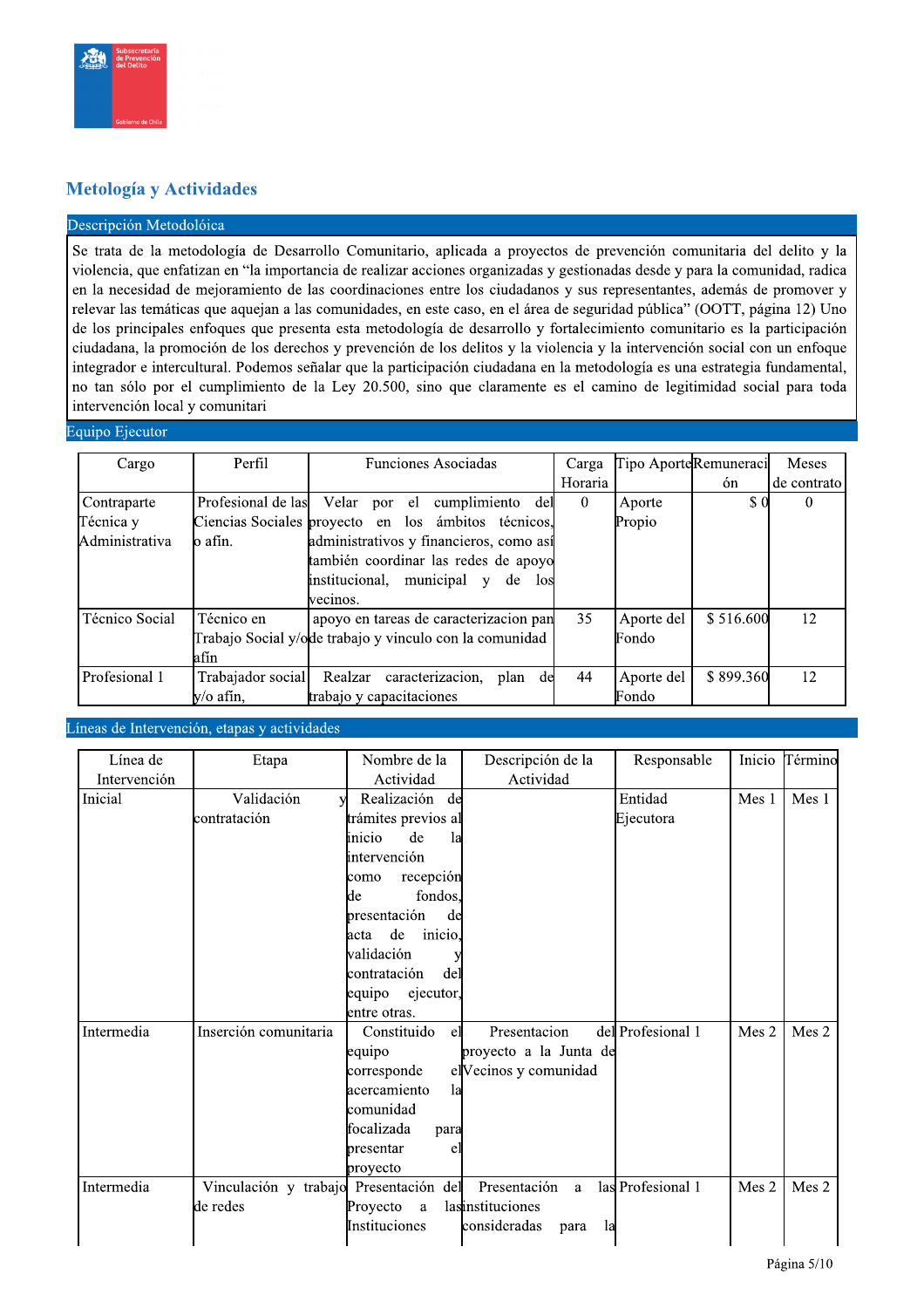## Metología y Actividades

### Descripción Metodolóica

Se trata de la metodología de Desarrollo Comunitario, aplicada a proyectos de prevención comunitaria del delito y la violencia, que enfatizan en "la importancia de realizar acciones organizadas y gestionadas desde y para la comunidad, radica en la necesidad de mejoramiento de las coordinaciones entre los ciudadanos y sus representantes, además de promover y relevar las temáticas que aquejan a las comunidades, en este caso, en el área de seguridad pública" (OOTT, página 12) Uno de los principales enfoques que presenta esta metodología de desarrollo y fortalecimiento comunitario es la participación ciudadana, la promoción de los derechos y prevención de los delitos y la violencia y la intervención social con un enfoque integrador e intercultural. Podemos señalar que la participación ciudadana en la metodología es una estrategia fundamental, no tan sólo por el cumplimiento de la Ley 20.500, sino que claramente es el camino de legitimidad social para toda intervención local y comunitari

### Equipo Ejecutor

| Cargo | Perfil | Funciones Asociadas | Carga Horaria | Tipo Aporte | Remuneración | Meses de contrato |
|---|---|---|---|---|---|---|
| Contraparte Técnica y Administrativa | Profesional de las Ciencias Sociales o afín. | Velar por el cumplimiento del proyecto en los ámbitos técnicos, administrativos y financieros, como así también coordinar las redes de apoyo institucional, municipal y de los vecinos. | 0 | Aporte Propio | $ 0 | 0 |
| Técnico Social | Técnico en Trabajo Social y/o afín | apoyo en tareas de caracterizacion pan de trabajo y vinculo con la comunidad | 35 | Aporte del Fondo | $ 516.600 | 12 |
| Profesional 1 | Trabajador social y/o afín, | Realzar caracterizacion, plan de trabajo y capacitaciones | 44 | Aporte del Fondo | $ 899.360 | 12 |

### Líneas de Intervención, etapas y actividades

| Línea de Intervención | Etapa | Nombre de la Actividad | Descripción de la Actividad | Responsable | Inicio | Término |
|---|---|---|---|---|---|---|
| Inicial | Validación y contratación | Realización de trámites previos al inicio de la intervención como recepción de fondos, presentación de acta de inicio, validación y contratación del equipo ejecutor, entre otras. | | Entidad Ejecutora | Mes 1 | Mes 1 |
| Intermedia | Inserción comunitaria | Constituido el equipo corresponde el acercamiento la comunidad focalizada para presentar el proyecto | Presentacion del proyecto a la Junta de Vecinos y comunidad | Profesional 1 | Mes 2 | Mes 2 |
| Intermedia | Vinculación y trabajo de redes | Presentación del Proyecto a Instituciones | Presentación a las instituciones consideradas para la | Profesional 1 | Mes 2 | Mes 2 |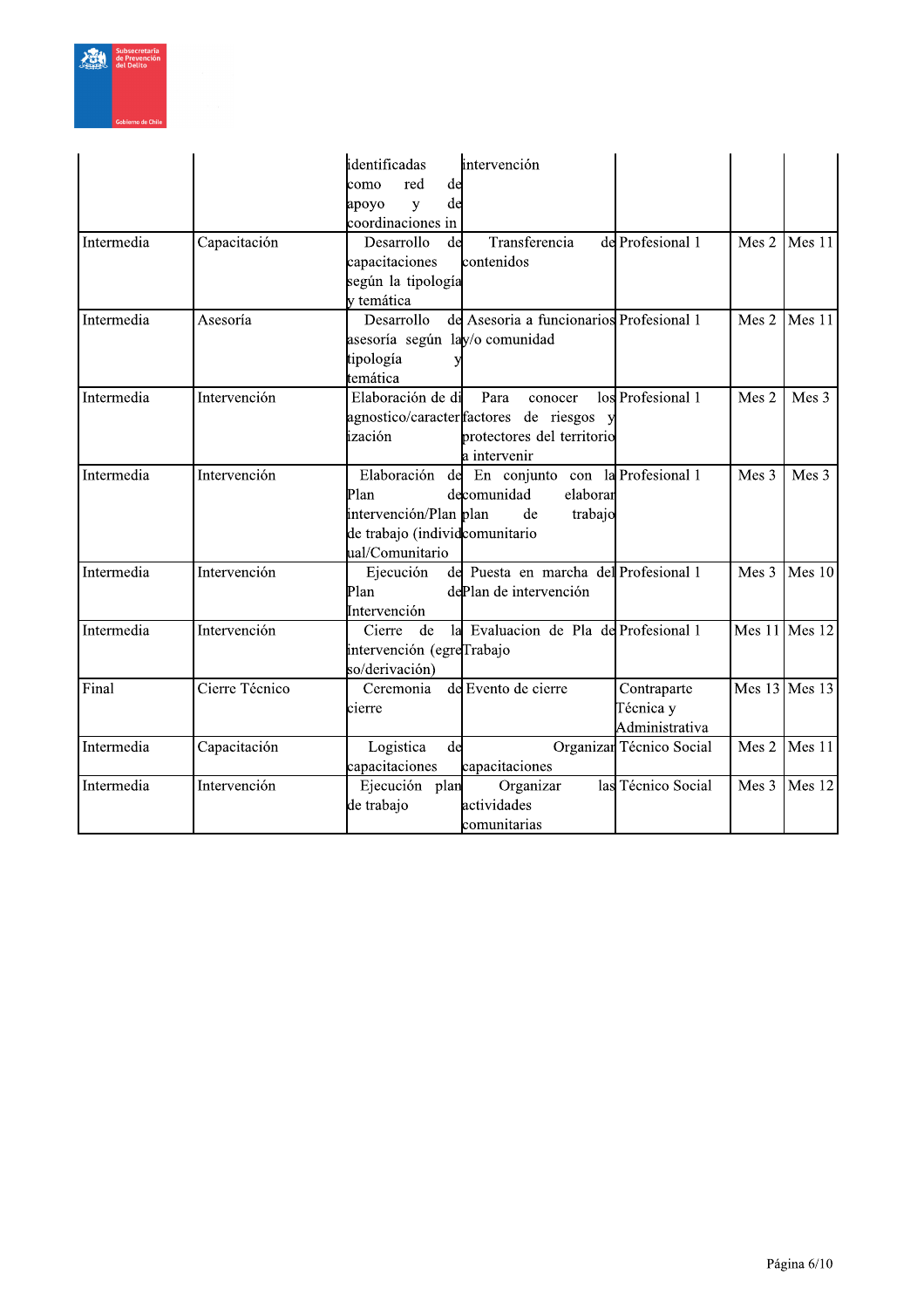| | | | | | | |
|---|---|---|---|---|---|---|
| | | identificadas como red de apoyo y de coordinaciones in | intervención | | | |
| Intermedia | Capacitación | Desarrollo de capacitaciones según la tipología y temática | Transferencia de contenidos | Profesional 1 | Mes 2 | Mes 11 |
| Intermedia | Asesoría | Desarrollo de asesoría según la tipología y temática | Asesoria a funcionarios y/o comunidad | Profesional 1 | Mes 2 | Mes 11 |
| Intermedia | Intervención | Elaboración de diagnostico/caracterización | Para conocer los factores de riesgos y protectores del territorio a intervenir | Profesional 1 | Mes 2 | Mes 3 |
| Intermedia | Intervención | Elaboración de Plan de intervención/Plan de trabajo (individual/Comunitario | En conjunto con la comunidad elaborar plan de trabajo comunitario | Profesional 1 | Mes 3 | Mes 3 |
| Intermedia | Intervención | Ejecución de Plan de Intervención | Puesta en marcha del Plan de intervención | Profesional 1 | Mes 3 | Mes 10 |
| Intermedia | Intervención | Cierre de la intervención (egreso/derivación) | Evaluacion de Pla de Trabajo | Profesional 1 | Mes 11 | Mes 12 |
| Final | Cierre Técnico | Ceremonia de cierre | Evento de cierre | Contraparte Técnica y Administrativa | Mes 13 | Mes 13 |
| Intermedia | Capacitación | Logistica de capacitaciones | Organizar capacitaciones | Técnico Social | Mes 2 | Mes 11 |
| Intermedia | Intervención | Ejecución plan de trabajo | Organizar las actividades comunitarias | Técnico Social | Mes 3 | Mes 12 |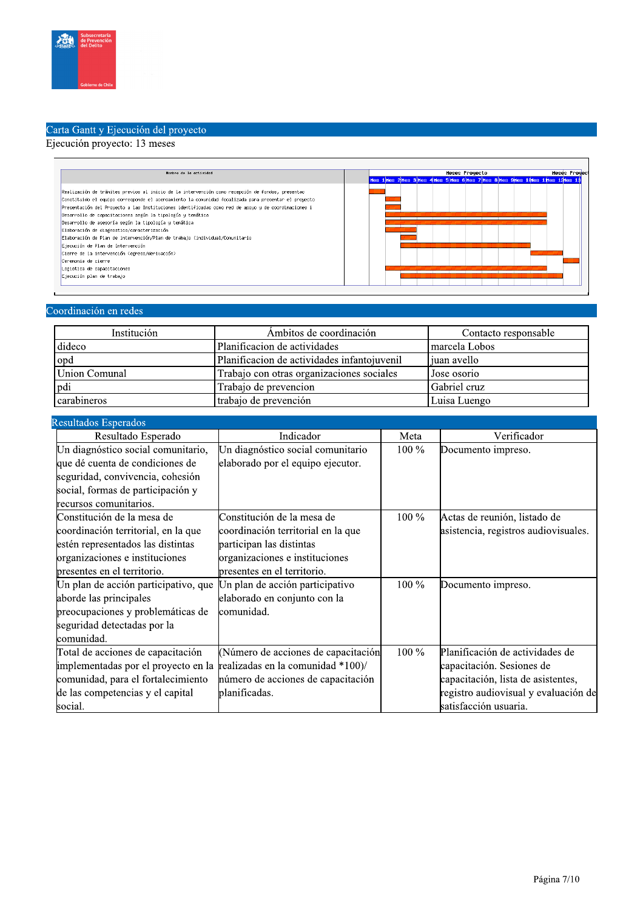## Carta Gantt y Ejecución del proyecto

Ejecución proyecto: 13 meses

| Nombre de la actividad | Mes 1 | Mes 2 | Mes 3 | Mes 4 | Mes 5 | Mes 6 | Mes 7 | Mes 8 | Mes 9 | Mes 10 | Mes 11 | Mes 12 | Mes 13 |
|---|---|---|---|---|---|---|---|---|---|---|---|---|---|
| Realización de trámites previos al inicio de la intervención como recepción de fondos, presentac | X | | | | | | | | | | | | |
| Constituido el equipo corresponde el acercamiento la comunidad focalizada para presentar el proyecto | | X | | | | | | | | | | | |
| Presentación del Proyecto a las Instituciones identificadas como red de apoyo y de coordinaciones i | | X | | | | | | | | | | | |
| Desarrollo de capacitaciones según la tipología y temática | | X | X | X | X | X | X | X | X | X | X | | |
| Desarrollo de asesoría según la tipología y temática | | X | X | X | X | X | X | X | X | X | X | | |
| Elaboración de diagnostico/caracterización | | X | X | | | | | | | | | | |
| Elaboración de Plan de intervención/Plan de trabajo (individual/Comunitario | | | X | | | | | | | | | | |
| Ejecución de Plan de intervención | | | X | X | X | X | X | X | X | X | | | |
| Cierre de la intervención (egreso/derivación) | | | | | | | | | | | X | X | |
| Ceremonia de cierre | | | | | | | | | | | | | X |
| Logística de capacitaciones | | X | X | X | X | X | X | X | X | X | X | | |
| Ejecución plan de trabajo | | | X | X | X | X | X | X | X | X | X | X | |

## Coordinación en redes

| Institución | Ámbitos de coordinación | Contacto responsable |
|---|---|---|
| dideco | Planificacion de actividades | marcela Lobos |
| opd | Planificacion de actividades infantojuvenil | juan avello |
| Union Comunal | Trabajo con otras organizaciones sociales | Jose osorio |
| pdi | Trabajo de prevencion | Gabriel cruz |
| carabineros | trabajo de prevención | Luisa Luengo |

## Resultados Esperados

| Resultado Esperado | Indicador | Meta | Verificador |
|---|---|---|---|
| Un diagnóstico social comunitario, que dé cuenta de condiciones de seguridad, convivencia, cohesión social, formas de participación y recursos comunitarios. | Un diagnóstico social comunitario elaborado por el equipo ejecutor. | 100 % | Documento impreso. |
| Constitución de la mesa de coordinación territorial, en la que estén representados las distintas organizaciones e instituciones presentes en el territorio. | Constitución de la mesa de coordinación territorial en la que participan las distintas organizaciones e instituciones presentes en el territorio. | 100 % | Actas de reunión, listado de asistencia, registros audiovisuales. |
| Un plan de acción participativo, que aborde las principales preocupaciones y problemáticas de seguridad detectadas por la comunidad. | Un plan de acción participativo elaborado en conjunto con la comunidad. | 100 % | Documento impreso. |
| Total de acciones de capacitación implementadas por el proyecto en la comunidad, para el fortalecimiento de las competencias y el capital social. | (Número de acciones de capacitación realizadas en la comunidad *100)/ número de acciones de capacitación planificadas. | 100 % | Planificación de actividades de capacitación. Sesiones de capacitación, lista de asistentes, registro audiovisual y evaluación de satisfacción usuaria. |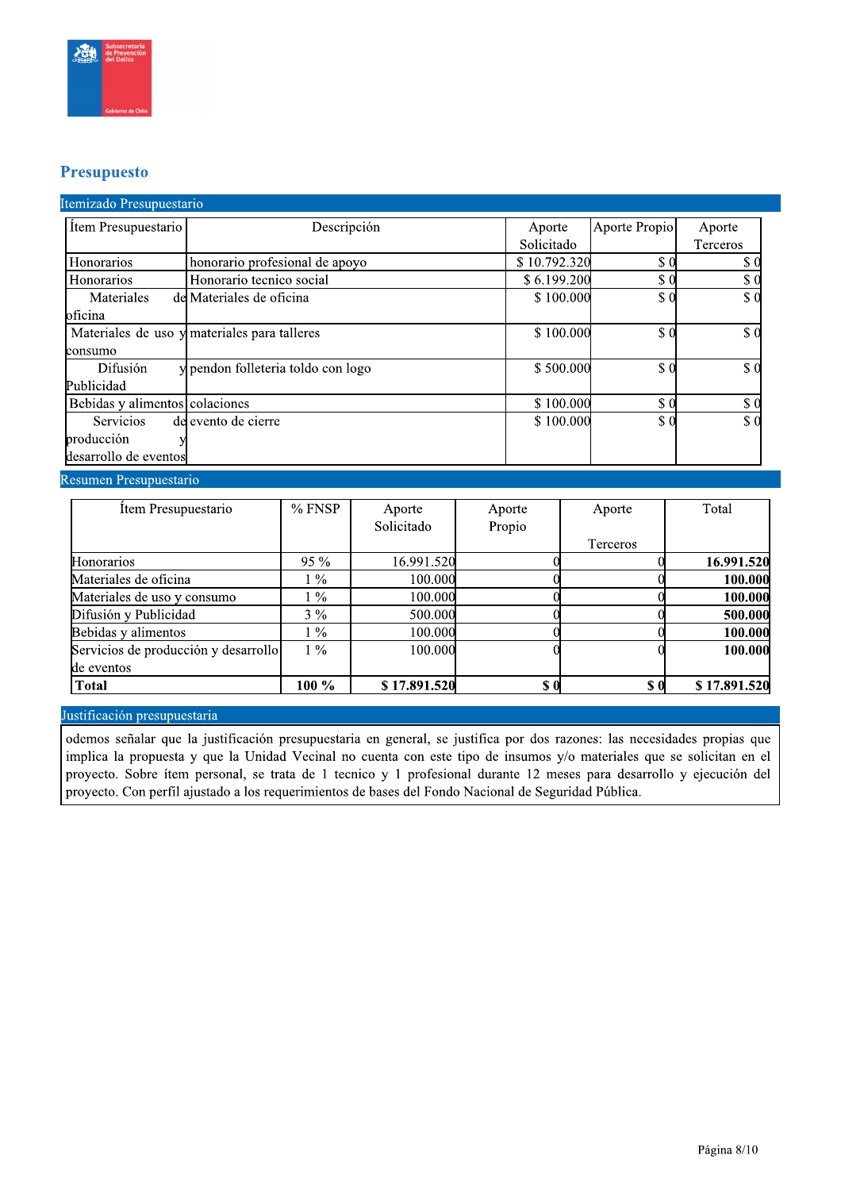## Presupuesto

### Itemizado Presupuestario

| Ítem Presupuestario | Descripción | Aporte Solicitado | Aporte Propio | Aporte Terceros |
|---|---|---|---|---|
| Honorarios | honorario profesional de apoyo | $ 10.792.320 | $ 0 | $ 0 |
| Honorarios | Honorario tecnico social | $ 6.199.200 | $ 0 | $ 0 |
| Materiales de oficina | Materiales de oficina | $ 100.000 | $ 0 | $ 0 |
| Materiales de uso y consumo | materiales para talleres | $ 100.000 | $ 0 | $ 0 |
| Difusión y Publicidad | pendon folleteria toldo con logo | $ 500.000 | $ 0 | $ 0 |
| Bebidas y alimentos | colaciones | $ 100.000 | $ 0 | $ 0 |
| Servicios de producción y desarrollo de eventos | evento de cierre | $ 100.000 | $ 0 | $ 0 |

### Resumen Presupuestario

| Ítem Presupuestario | % FNSP | Aporte Solicitado | Aporte Propio | Aporte Terceros | Total |
|---|---|---|---|---|---|
| Honorarios | 95 % | 16.991.520 | 0 | 0 | **16.991.520** |
| Materiales de oficina | 1 % | 100.000 | 0 | 0 | **100.000** |
| Materiales de uso y consumo | 1 % | 100.000 | 0 | 0 | **100.000** |
| Difusión y Publicidad | 3 % | 500.000 | 0 | 0 | **500.000** |
| Bebidas y alimentos | 1 % | 100.000 | 0 | 0 | **100.000** |
| Servicios de producción y desarrollo de eventos | 1 % | 100.000 | 0 | 0 | **100.000** |
| **Total** | **100 %** | **$ 17.891.520** | **$ 0** | **$ 0** | **$ 17.891.520** |

### Justificación presupuestaria

odemos señalar que la justificación presupuestaria en general, se justifica por dos razones: las necesidades propias que implica la propuesta y que la Unidad Vecinal no cuenta con este tipo de insumos y/o materiales que se solicitan en el proyecto. Sobre ítem personal, se trata de 1 tecnico y 1 profesional durante 12 meses para desarrollo y ejecución del proyecto. Con perfil ajustado a los requerimientos de bases del Fondo Nacional de Seguridad Pública.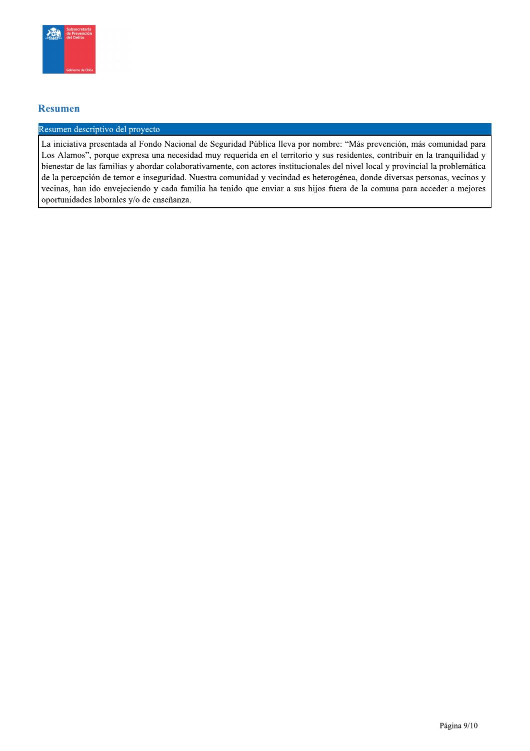## Resumen

| Resumen descriptivo del proyecto |
| --- |
| La iniciativa presentada al Fondo Nacional de Seguridad Pública lleva por nombre: "Más prevención, más comunidad para Los Alamos", porque expresa una necesidad muy requerida en el territorio y sus residentes, contribuir en la tranquilidad y bienestar de las familias y abordar colaborativamente, con actores institucionales del nivel local y provincial la problemática de la percepción de temor e inseguridad. Nuestra comunidad y vecindad es heterogénea, donde diversas personas, vecinos y vecinas, han ido envejeciendo y cada familia ha tenido que enviar a sus hijos fuera de la comuna para acceder a mejores oportunidades laborales y/o de enseñanza. |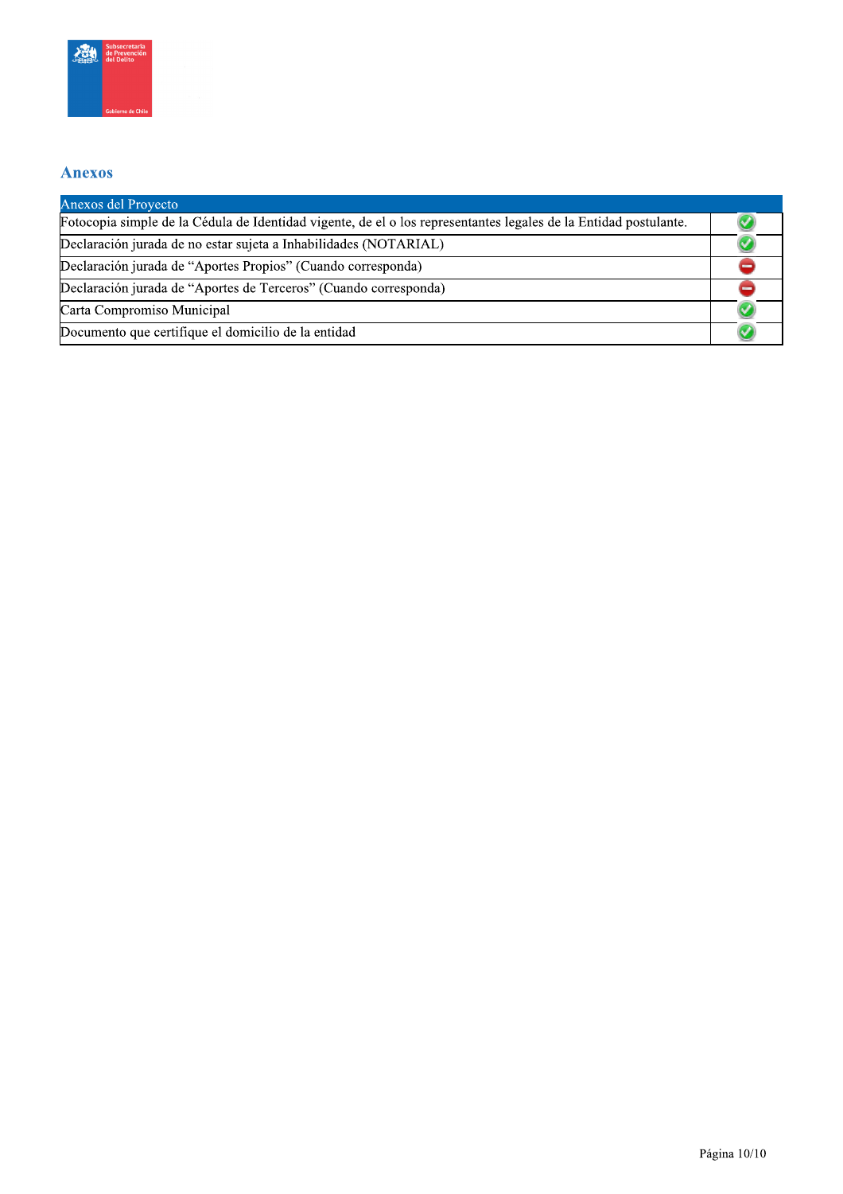## Anexos

| Anexos del Proyecto | |
|---|---|
| Fotocopia simple de la Cédula de Identidad vigente, de el o los representantes legales de la Entidad postulante. | ✅ |
| Declaración jurada de no estar sujeta a Inhabilidades (NOTARIAL) | ✅ |
| Declaración jurada de “Aportes Propios” (Cuando corresponda) | ⛔ |
| Declaración jurada de “Aportes de Terceros” (Cuando corresponda) | ⛔ |
| Carta Compromiso Municipal | ✅ |
| Documento que certifique el domicilio de la entidad | ✅ |